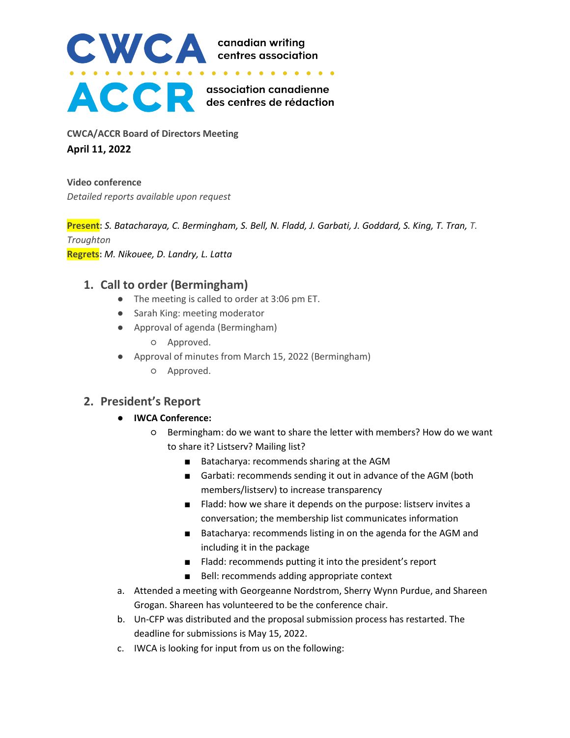**CWCA canadian writing centres association**

**ACCR association canadienne des centres de rédaction**

**CWCA/ACCR Board of Directors Meeting**

**April 11, 2022**

**Video conference**

*Detailed reports available upon request*

**Present**: *S. Batacharaya, C. Bermingham, S. Bell, N. Fladd, J. Garbati, J. Goddard, S. King, T. Tran, T. Troughton*

**Regrets**: *M. Nikouee, D. Landry, L. Latta*

## 1. Call to order (Bermingham)

- The meeting is called to order at 3:06 pm ET.
- Sarah King: meeting moderator
- Approval of agenda (Bermingham)
  - Approved.
- Approval of minutes from March 15, 2022 (Bermingham)
  - Approved.

## 2. President's Report

- **IWCA Conference:**
  - Bermingham: do we want to share the letter with members? How do we want to share it? Listserv? Mailing list?
    - Batacharya: recommends sharing at the AGM
    - Garbati: recommends sending it out in advance of the AGM (both members/listserv) to increase transparency
    - Fladd: how we share it depends on the purpose: listserv invites a conversation; the membership list communicates information
    - Batacharya: recommends listing in on the agenda for the AGM and including it in the package
    - Fladd: recommends putting it into the president's report
    - Bell: recommends adding appropriate context

a. Attended a meeting with Georgeanne Nordstrom, Sherry Wynn Purdue, and Shareen Grogan. Shareen has volunteered to be the conference chair.

b. Un-CFP was distributed and the proposal submission process has restarted. The deadline for submissions is May 15, 2022.

c. IWCA is looking for input from us on the following: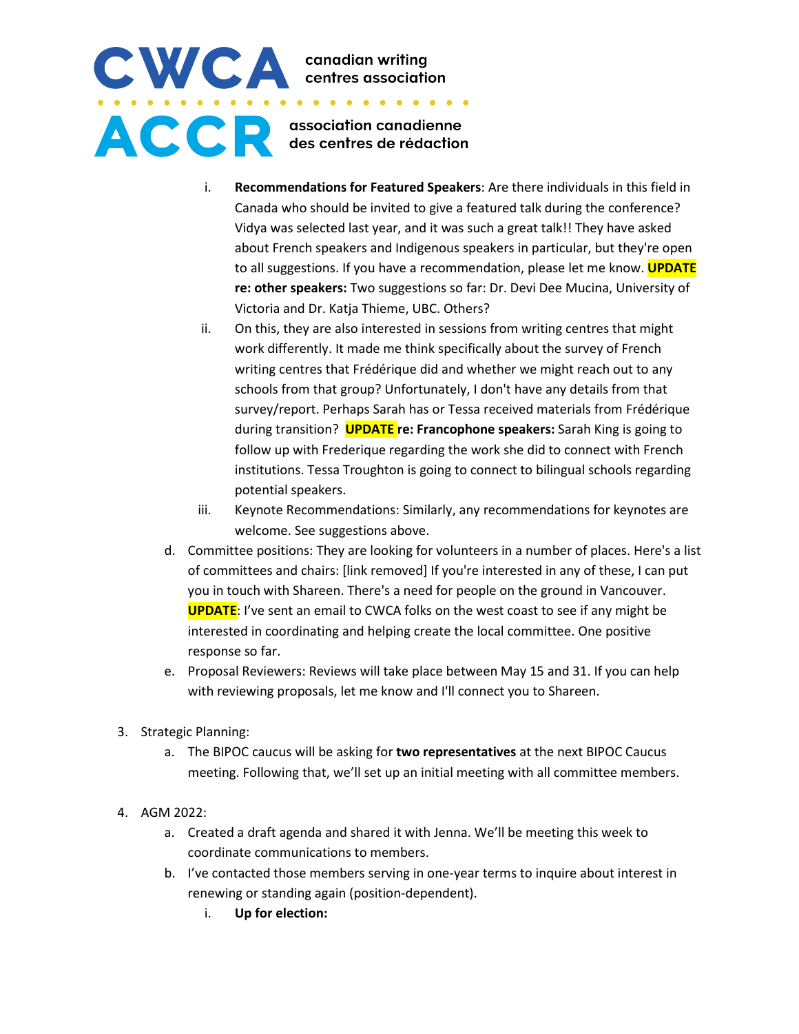i. **Recommendations for Featured Speakers**: Are there individuals in this field in Canada who should be invited to give a featured talk during the conference? Vidya was selected last year, and it was such a great talk!! They have asked about French speakers and Indigenous speakers in particular, but they're open to all suggestions. If you have a recommendation, please let me know. **UPDATE re: other speakers:** Two suggestions so far: Dr. Devi Dee Mucina, University of Victoria and Dr. Katja Thieme, UBC. Others?
   ii. On this, they are also interested in sessions from writing centres that might work differently. It made me think specifically about the survey of French writing centres that Frédérique did and whether we might reach out to any schools from that group? Unfortunately, I don't have any details from that survey/report. Perhaps Sarah has or Tessa received materials from Frédérique during transition? **UPDATE re: Francophone speakers:** Sarah King is going to follow up with Frederique regarding the work she did to connect with French institutions. Tessa Troughton is going to connect to bilingual schools regarding potential speakers.
   iii. Keynote Recommendations: Similarly, any recommendations for keynotes are welcome. See suggestions above.

d. Committee positions: They are looking for volunteers in a number of places. Here's a list of committees and chairs: [link removed] If you're interested in any of these, I can put you in touch with Shareen. There's a need for people on the ground in Vancouver. **UPDATE**: I've sent an email to CWCA folks on the west coast to see if any might be interested in coordinating and helping create the local committee. One positive response so far.

e. Proposal Reviewers: Reviews will take place between May 15 and 31. If you can help with reviewing proposals, let me know and I'll connect you to Shareen.

3. Strategic Planning:
   a. The BIPOC caucus will be asking for **two representatives** at the next BIPOC Caucus meeting. Following that, we'll set up an initial meeting with all committee members.

4. AGM 2022:
   a. Created a draft agenda and shared it with Jenna. We'll be meeting this week to coordinate communications to members.
   b. I've contacted those members serving in one-year terms to inquire about interest in renewing or standing again (position-dependent).
      i. **Up for election:**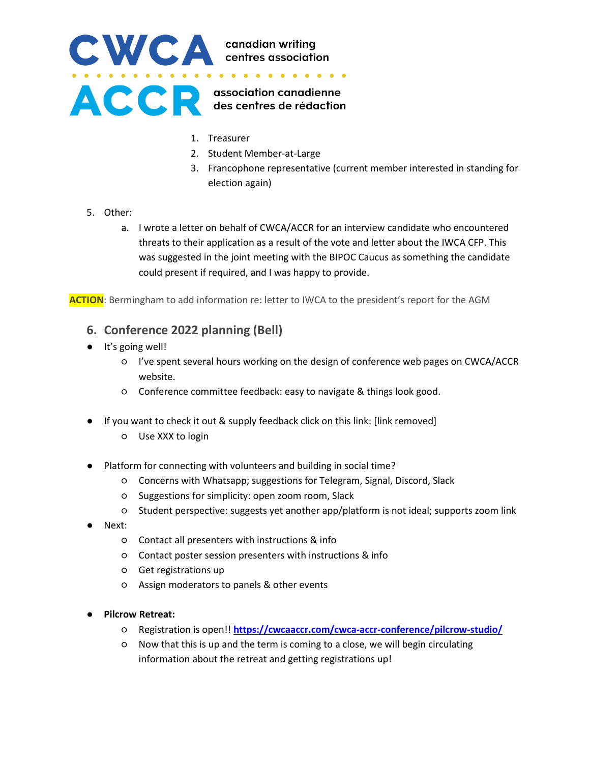1. Treasurer
2. Student Member-at-Large
3. Francophone representative (current member interested in standing for election again)

5. Other:
   a. I wrote a letter on behalf of CWCA/ACCR for an interview candidate who encountered threats to their application as a result of the vote and letter about the IWCA CFP. This was suggested in the joint meeting with the BIPOC Caucus as something the candidate could present if required, and I was happy to provide.

**ACTION**: Bermingham to add information re: letter to IWCA to the president's report for the AGM

## 6. Conference 2022 planning (Bell)

- It's going well!
  - I've spent several hours working on the design of conference web pages on CWCA/ACCR website.
  - Conference committee feedback: easy to navigate & things look good.

- If you want to check it out & supply feedback click on this link: [link removed]
  - Use XXX to login

- Platform for connecting with volunteers and building in social time?
  - Concerns with Whatsapp; suggestions for Telegram, Signal, Discord, Slack
  - Suggestions for simplicity: open zoom room, Slack
  - Student perspective: suggests yet another app/platform is not ideal; supports zoom link
- Next:
  - Contact all presenters with instructions & info
  - Contact poster session presenters with instructions & info
  - Get registrations up
  - Assign moderators to panels & other events

- **Pilcrow Retreat:**
  - Registration is open!! **https://cwcaaccr.com/cwca-accr-conference/pilcrow-studio/**
  - Now that this is up and the term is coming to a close, we will begin circulating information about the retreat and getting registrations up!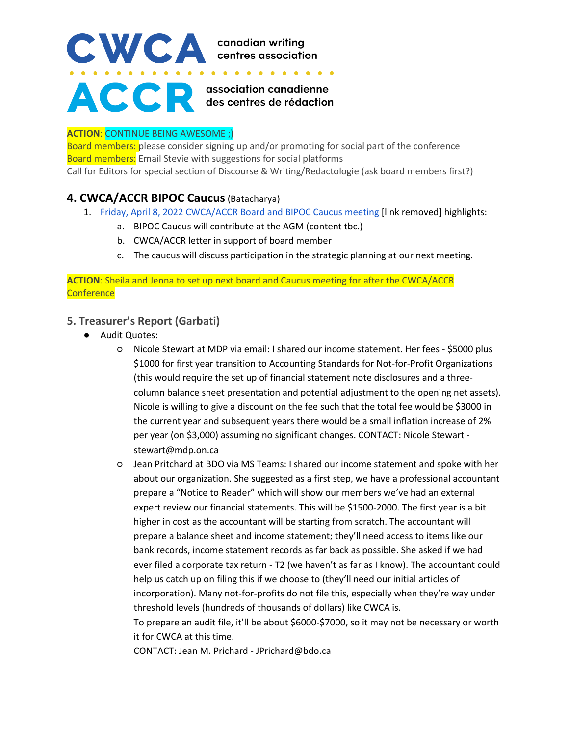**ACTION**: CONTINUE BEING AWESOME ;)
Board members: please consider signing up and/or promoting for social part of the conference
Board members: Email Stevie with suggestions for social platforms
Call for Editors for special section of Discourse & Writing/Redactologie (ask board members first?)

## 4. CWCA/ACCR BIPOC Caucus (Batacharya)

1. Friday, April 8, 2022 CWCA/ACCR Board and BIPOC Caucus meeting [link removed] highlights:
    a. BIPOC Caucus will contribute at the AGM (content tbc.)
    b. CWCA/ACCR letter in support of board member
    c. The caucus will discuss participation in the strategic planning at our next meeting.

**ACTION**: Sheila and Jenna to set up next board and Caucus meeting for after the CWCA/ACCR Conference

## 5. Treasurer's Report (Garbati)

- Audit Quotes:
    - Nicole Stewart at MDP via email: I shared our income statement. Her fees - $5000 plus $1000 for first year transition to Accounting Standards for Not-for-Profit Organizations (this would require the set up of financial statement note disclosures and a three-column balance sheet presentation and potential adjustment to the opening net assets). Nicole is willing to give a discount on the fee such that the total fee would be $3000 in the current year and subsequent years there would be a small inflation increase of 2% per year (on $3,000) assuming no significant changes. CONTACT: Nicole Stewart - stewart@mdp.on.ca
    - Jean Pritchard at BDO via MS Teams: I shared our income statement and spoke with her about our organization. She suggested as a first step, we have a professional accountant prepare a "Notice to Reader" which will show our members we've had an external expert review our financial statements. This will be $1500-2000. The first year is a bit higher in cost as the accountant will be starting from scratch. The accountant will prepare a balance sheet and income statement; they'll need access to items like our bank records, income statement records as far back as possible. She asked if we had ever filed a corporate tax return - T2 (we haven't as far as I know). The accountant could help us catch up on filing this if we choose to (they'll need our initial articles of incorporation). Many not-for-profits do not file this, especially when they're way under threshold levels (hundreds of thousands of dollars) like CWCA is.
      To prepare an audit file, it'll be about $6000-$7000, so it may not be necessary or worth it for CWCA at this time.
      CONTACT: Jean M. Prichard - JPrichard@bdo.ca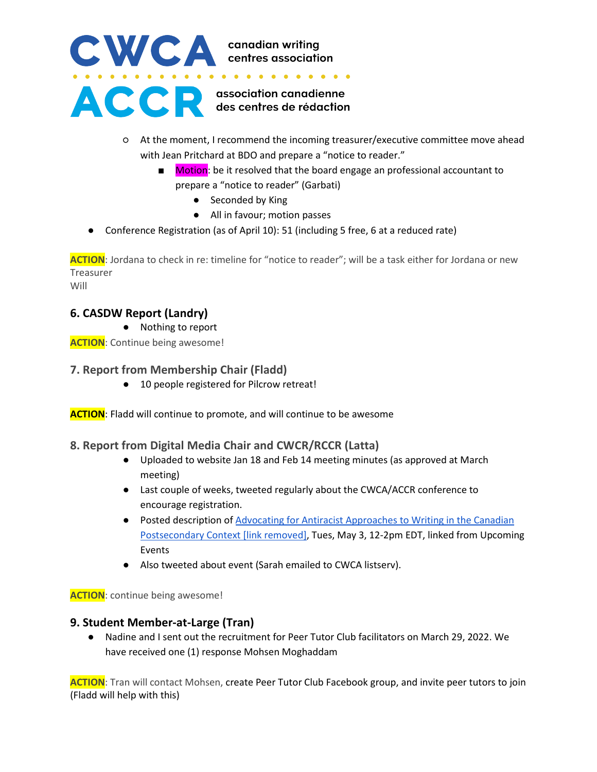- At the moment, I recommend the incoming treasurer/executive committee move ahead with Jean Pritchard at BDO and prepare a "notice to reader."
  - Motion: be it resolved that the board engage an professional accountant to prepare a "notice to reader" (Garbati)
    - Seconded by King
    - All in favour; motion passes

- Conference Registration (as of April 10): 51 (including 5 free, 6 at a reduced rate)

**ACTION**: Jordana to check in re: timeline for "notice to reader"; will be a task either for Jordana or new Treasurer
Will

### 6. CASDW Report (Landry)

- Nothing to report

**ACTION**: Continue being awesome!

### 7. Report from Membership Chair (Fladd)

- 10 people registered for Pilcrow retreat!

**ACTION**: Fladd will continue to promote, and will continue to be awesome

### 8. Report from Digital Media Chair and CWCR/RCCR (Latta)

- Uploaded to website Jan 18 and Feb 14 meeting minutes (as approved at March meeting)
- Last couple of weeks, tweeted regularly about the CWCA/ACCR conference to encourage registration.
- Posted description of Advocating for Antiracist Approaches to Writing in the Canadian Postsecondary Context [link removed], Tues, May 3, 12-2pm EDT, linked from Upcoming Events
- Also tweeted about event (Sarah emailed to CWCA listserv).

**ACTION**: continue being awesome!

### 9. Student Member-at-Large (Tran)

- Nadine and I sent out the recruitment for Peer Tutor Club facilitators on March 29, 2022. We have received one (1) response Mohsen Moghaddam

**ACTION**: Tran will contact Mohsen, create Peer Tutor Club Facebook group, and invite peer tutors to join (Fladd will help with this)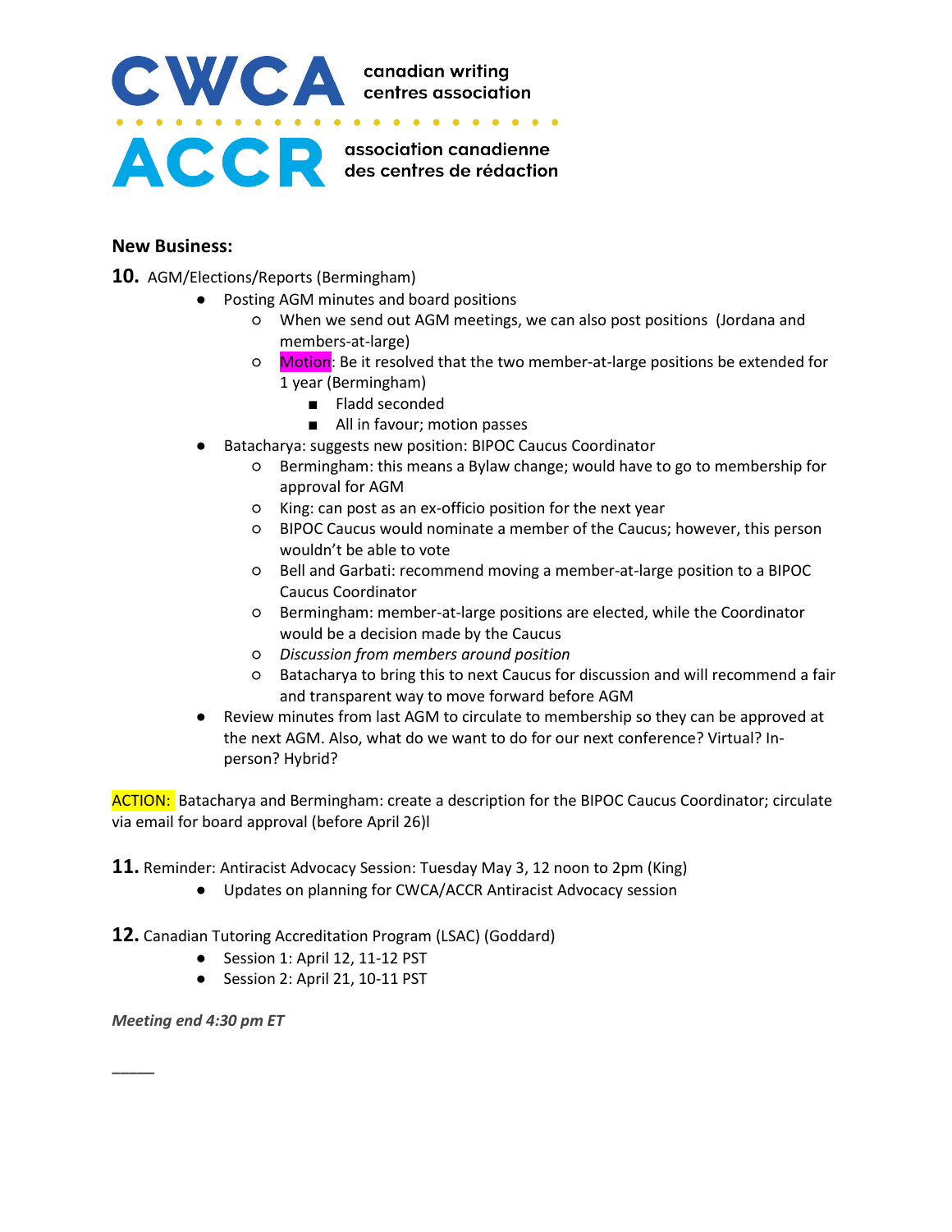**New Business:**

**10.** AGM/Elections/Reports (Bermingham)

- Posting AGM minutes and board positions
  - When we send out AGM meetings, we can also post positions (Jordana and members-at-large)
  - Motion: Be it resolved that the two member-at-large positions be extended for 1 year (Bermingham)
    - Fladd seconded
    - All in favour; motion passes
- Batacharya: suggests new position: BIPOC Caucus Coordinator
  - Bermingham: this means a Bylaw change; would have to go to membership for approval for AGM
  - King: can post as an ex-officio position for the next year
  - BIPOC Caucus would nominate a member of the Caucus; however, this person wouldn't be able to vote
  - Bell and Garbati: recommend moving a member-at-large position to a BIPOC Caucus Coordinator
  - Bermingham: member-at-large positions are elected, while the Coordinator would be a decision made by the Caucus
  - *Discussion from members around position*
  - Batacharya to bring this to next Caucus for discussion and will recommend a fair and transparent way to move forward before AGM
- Review minutes from last AGM to circulate to membership so they can be approved at the next AGM. Also, what do we want to do for our next conference? Virtual? In-person? Hybrid?

ACTION: Batacharya and Bermingham: create a description for the BIPOC Caucus Coordinator; circulate via email for board approval (before April 26)l

**11.** Reminder: Antiracist Advocacy Session: Tuesday May 3, 12 noon to 2pm (King)

- Updates on planning for CWCA/ACCR Antiracist Advocacy session

**12.** Canadian Tutoring Accreditation Program (LSAC) (Goddard)

- Session 1: April 12, 11-12 PST
- Session 2: April 21, 10-11 PST

***Meeting end 4:30 pm ET***

_____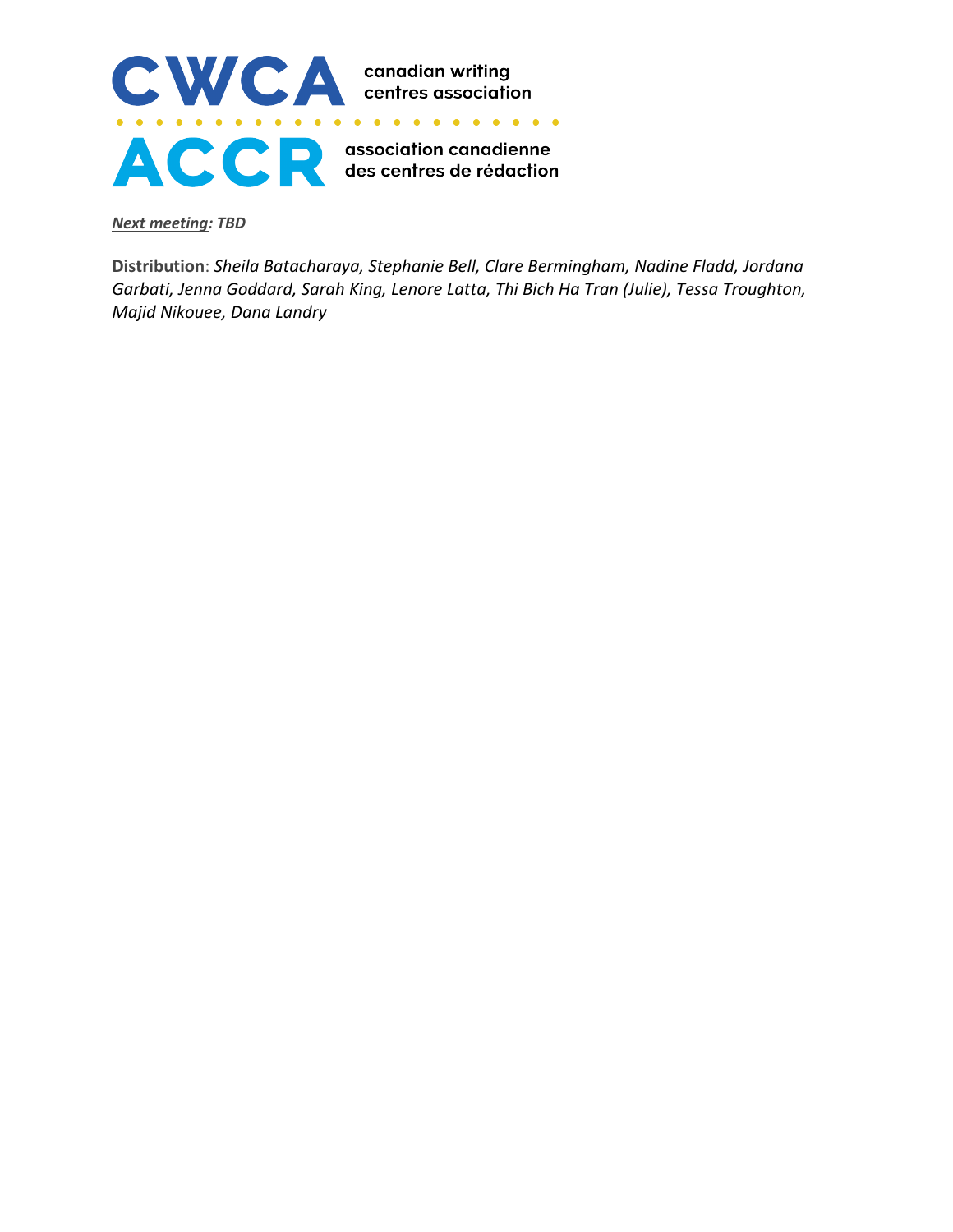***Next meeting:*** ***TBD***

**Distribution**: *Sheila Batacharaya, Stephanie Bell, Clare Bermingham, Nadine Fladd, Jordana Garbati, Jenna Goddard, Sarah King, Lenore Latta, Thi Bich Ha Tran (Julie), Tessa Troughton, Majid Nikouee, Dana Landry*